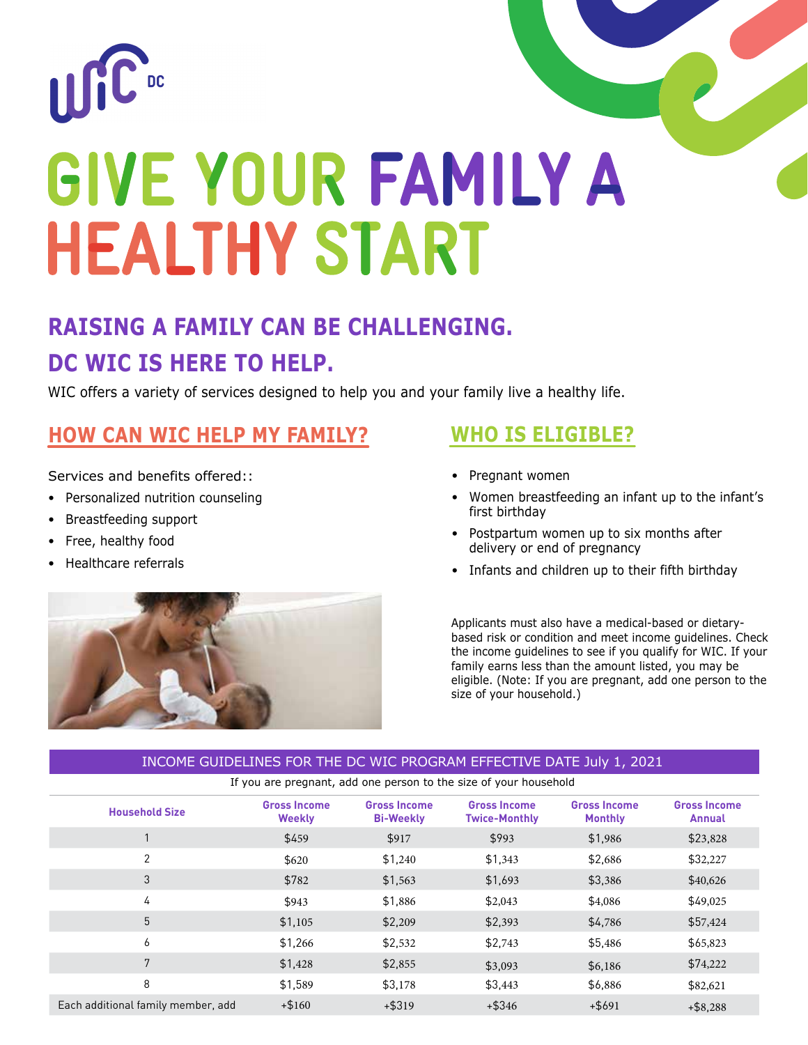WIC DC

# GIVE YOUR FAMILY A HEALTHY START

## RAISING A FAMILY CAN BE CHALLENGING.

## DC WIC IS HERE TO HELP.

WIC offers a variety of services designed to help you and your family live a healthy life.

### HOW CAN WIC HELP MY FAMILY?

Services and benefits offered::

- Personalized nutrition counseling
- Breastfeeding support
- Free, healthy food
- Healthcare referrals

### WHO IS ELIGIBLE?

- Pregnant women
- Women breastfeeding an infant up to the infant's first birthday
- Postpartum women up to six months after delivery or end of pregnancy
- Infants and children up to their fifth birthday

Applicants must also have a medical-based or dietary-based risk or condition and meet income guidelines. Check the income guidelines to see if you qualify for WIC. If your family earns less than the amount listed, you may be eligible. (Note: If you are pregnant, add one person to the size of your household.)

**INCOME GUIDELINES FOR THE DC WIC PROGRAM EFFECTIVE DATE July 1, 2021**

If you are pregnant, add one person to the size of your household

| Household Size | Gross Income Weekly | Gross Income Bi-Weekly | Gross Income Twice-Monthly | Gross Income Monthly | Gross Income Annual |
|---|---|---|---|---|---|
| 1 | $459 | $917 | $993 | $1,986 | $23,828 |
| 2 | $620 | $1,240 | $1,343 | $2,686 | $32,227 |
| 3 | $782 | $1,563 | $1,693 | $3,386 | $40,626 |
| 4 | $943 | $1,886 | $2,043 | $4,086 | $49,025 |
| 5 | $1,105 | $2,209 | $2,393 | $4,786 | $57,424 |
| 6 | $1,266 | $2,532 | $2,743 | $5,486 | $65,823 |
| 7 | $1,428 | $2,855 | $3,093 | $6,186 | $74,222 |
| 8 | $1,589 | $3,178 | $3,443 | $6,886 | $82,621 |
| Each additional family member, add | +$160 | +$319 | +$346 | +$691 | +$8,288 |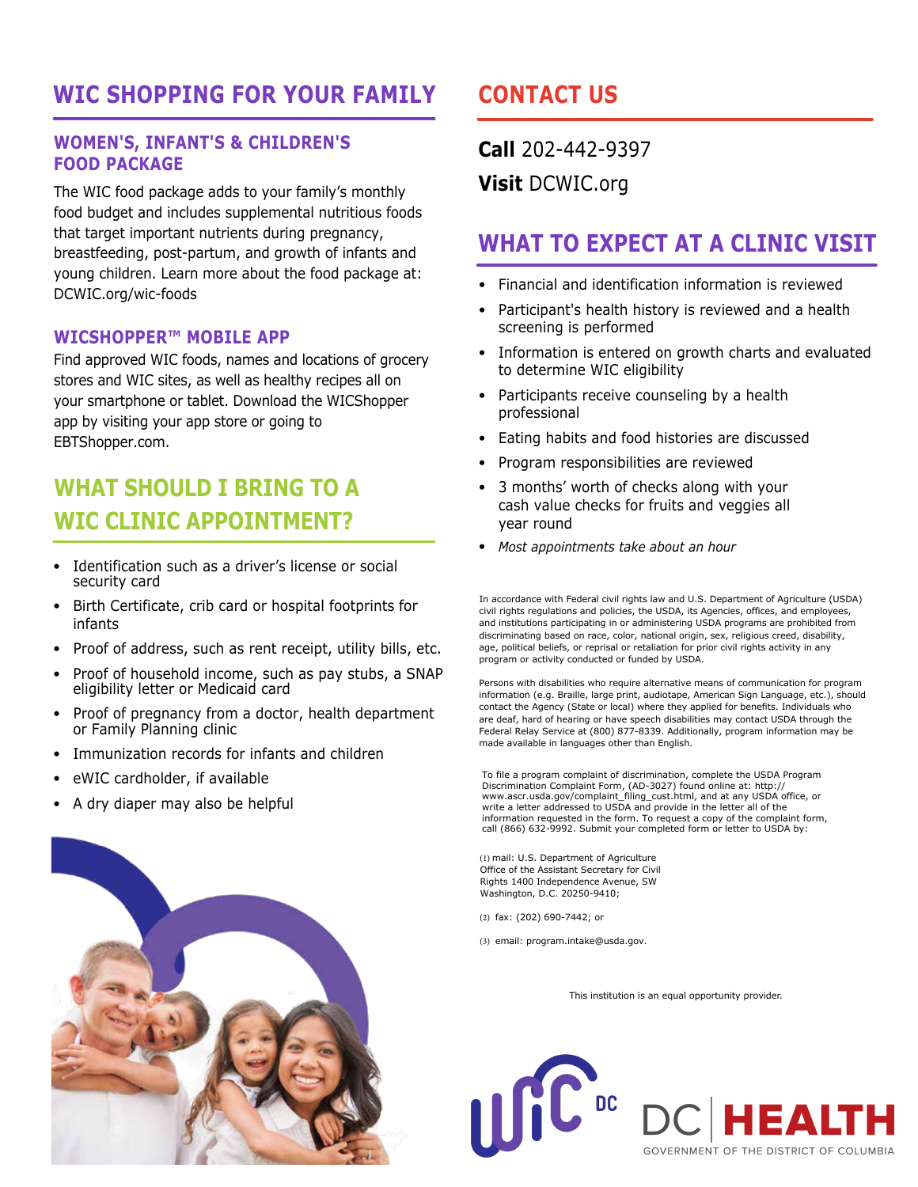## WIC SHOPPING FOR YOUR FAMILY

### WOMEN'S, INFANT'S & CHILDREN'S FOOD PACKAGE

The WIC food package adds to your family's monthly food budget and includes supplemental nutritious foods that target important nutrients during pregnancy, breastfeeding, post-partum, and growth of infants and young children. Learn more about the food package at: DCWIC.org/wic-foods

### WICSHOPPER™ MOBILE APP

Find approved WIC foods, names and locations of grocery stores and WIC sites, as well as healthy recipes all on your smartphone or tablet. Download the WICShopper app by visiting your app store or going to EBTShopper.com.

## WHAT SHOULD I BRING TO A WIC CLINIC APPOINTMENT?

- Identification such as a driver's license or social security card
- Birth Certificate, crib card or hospital footprints for infants
- Proof of address, such as rent receipt, utility bills, etc.
- Proof of household income, such as pay stubs, a SNAP eligibility letter or Medicaid card
- Proof of pregnancy from a doctor, health department or Family Planning clinic
- Immunization records for infants and children
- eWIC cardholder, if available
- A dry diaper may also be helpful

## CONTACT US

**Call** 202-442-9397

**Visit** DCWIC.org

## WHAT TO EXPECT AT A CLINIC VISIT

- Financial and identification information is reviewed
- Participant's health history is reviewed and a health screening is performed
- Information is entered on growth charts and evaluated to determine WIC eligibility
- Participants receive counseling by a health professional
- Eating habits and food histories are discussed
- Program responsibilities are reviewed
- 3 months' worth of checks along with your cash value checks for fruits and veggies all year round
- *Most appointments take about an hour*

In accordance with Federal civil rights law and U.S. Department of Agriculture (USDA) civil rights regulations and policies, the USDA, its Agencies, offices, and employees, and institutions participating in or administering USDA programs are prohibited from discriminating based on race, color, national origin, sex, religious creed, disability, age, political beliefs, or reprisal or retaliation for prior civil rights activity in any program or activity conducted or funded by USDA.

Persons with disabilities who require alternative means of communication for program information (e.g. Braille, large print, audiotape, American Sign Language, etc.), should contact the Agency (State or local) where they applied for benefits. Individuals who are deaf, hard of hearing or have speech disabilities may contact USDA through the Federal Relay Service at (800) 877-8339. Additionally, program information may be made available in languages other than English.

To file a program complaint of discrimination, complete the USDA Program Discrimination Complaint Form, (AD-3027) found online at: http://www.ascr.usda.gov/complaint_filing_cust.html, and at any USDA office, or write a letter addressed to USDA and provide in the letter all of the information requested in the form. To request a copy of the complaint form, call (866) 632-9992. Submit your completed form or letter to USDA by:

(1) mail: U.S. Department of Agriculture Office of the Assistant Secretary for Civil Rights 1400 Independence Avenue, SW Washington, D.C. 20250-9410;

(2) fax: (202) 690-7442; or

(3) email: program.intake@usda.gov.

This institution is an equal opportunity provider.

WIC DC

DC | HEALTH
GOVERNMENT OF THE DISTRICT OF COLUMBIA